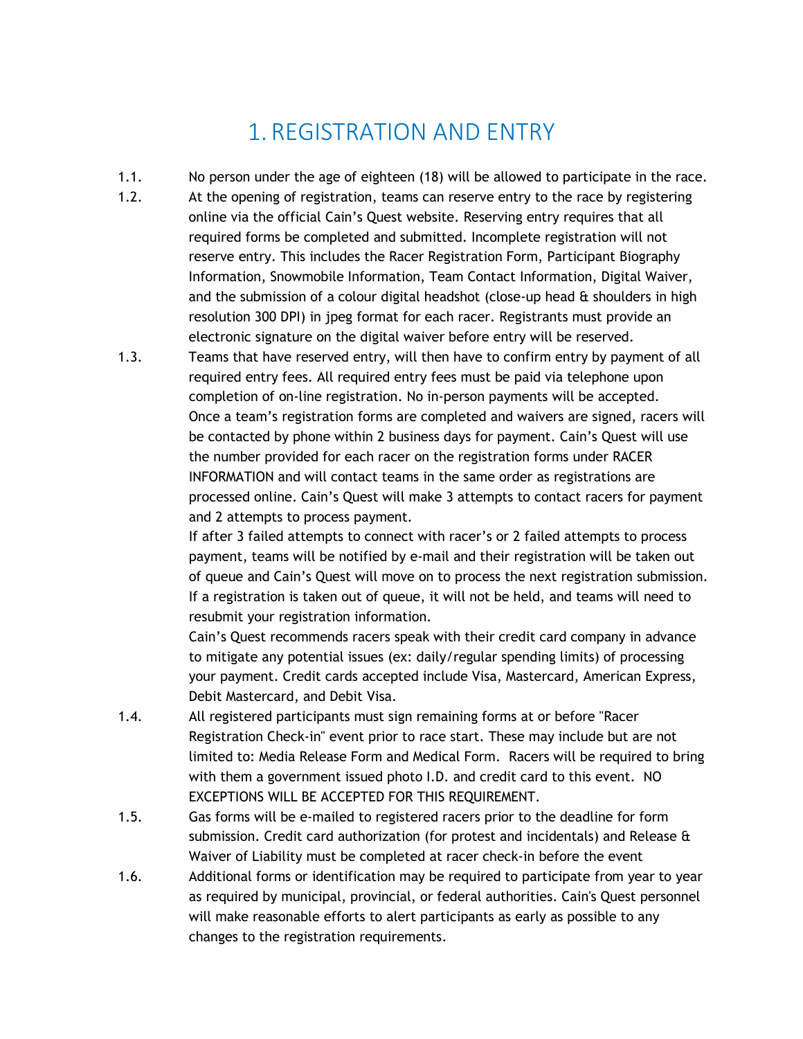# 1. REGISTRATION AND ENTRY

1.1. No person under the age of eighteen (18) will be allowed to participate in the race.

1.2. At the opening of registration, teams can reserve entry to the race by registering online via the official Cain's Quest website. Reserving entry requires that all required forms be completed and submitted. Incomplete registration will not reserve entry. This includes the Racer Registration Form, Participant Biography Information, Snowmobile Information, Team Contact Information, Digital Waiver, and the submission of a colour digital headshot (close-up head & shoulders in high resolution 300 DPI) in jpeg format for each racer. Registrants must provide an electronic signature on the digital waiver before entry will be reserved.

1.3. Teams that have reserved entry, will then have to confirm entry by payment of all required entry fees. All required entry fees must be paid via telephone upon completion of on-line registration. No in-person payments will be accepted.

Once a team's registration forms are completed and waivers are signed, racers will be contacted by phone within 2 business days for payment. Cain's Quest will use the number provided for each racer on the registration forms under RACER INFORMATION and will contact teams in the same order as registrations are processed online. Cain's Quest will make 3 attempts to contact racers for payment and 2 attempts to process payment.

If after 3 failed attempts to connect with racer's or 2 failed attempts to process payment, teams will be notified by e-mail and their registration will be taken out of queue and Cain's Quest will move on to process the next registration submission. If a registration is taken out of queue, it will not be held, and teams will need to resubmit your registration information.

Cain's Quest recommends racers speak with their credit card company in advance to mitigate any potential issues (ex: daily/regular spending limits) of processing your payment. Credit cards accepted include Visa, Mastercard, American Express, Debit Mastercard, and Debit Visa.

1.4. All registered participants must sign remaining forms at or before "Racer Registration Check-in" event prior to race start. These may include but are not limited to: Media Release Form and Medical Form. Racers will be required to bring with them a government issued photo I.D. and credit card to this event. NO EXCEPTIONS WILL BE ACCEPTED FOR THIS REQUIREMENT.

1.5. Gas forms will be e-mailed to registered racers prior to the deadline for form submission. Credit card authorization (for protest and incidentals) and Release & Waiver of Liability must be completed at racer check-in before the event

1.6. Additional forms or identification may be required to participate from year to year as required by municipal, provincial, or federal authorities. Cain's Quest personnel will make reasonable efforts to alert participants as early as possible to any changes to the registration requirements.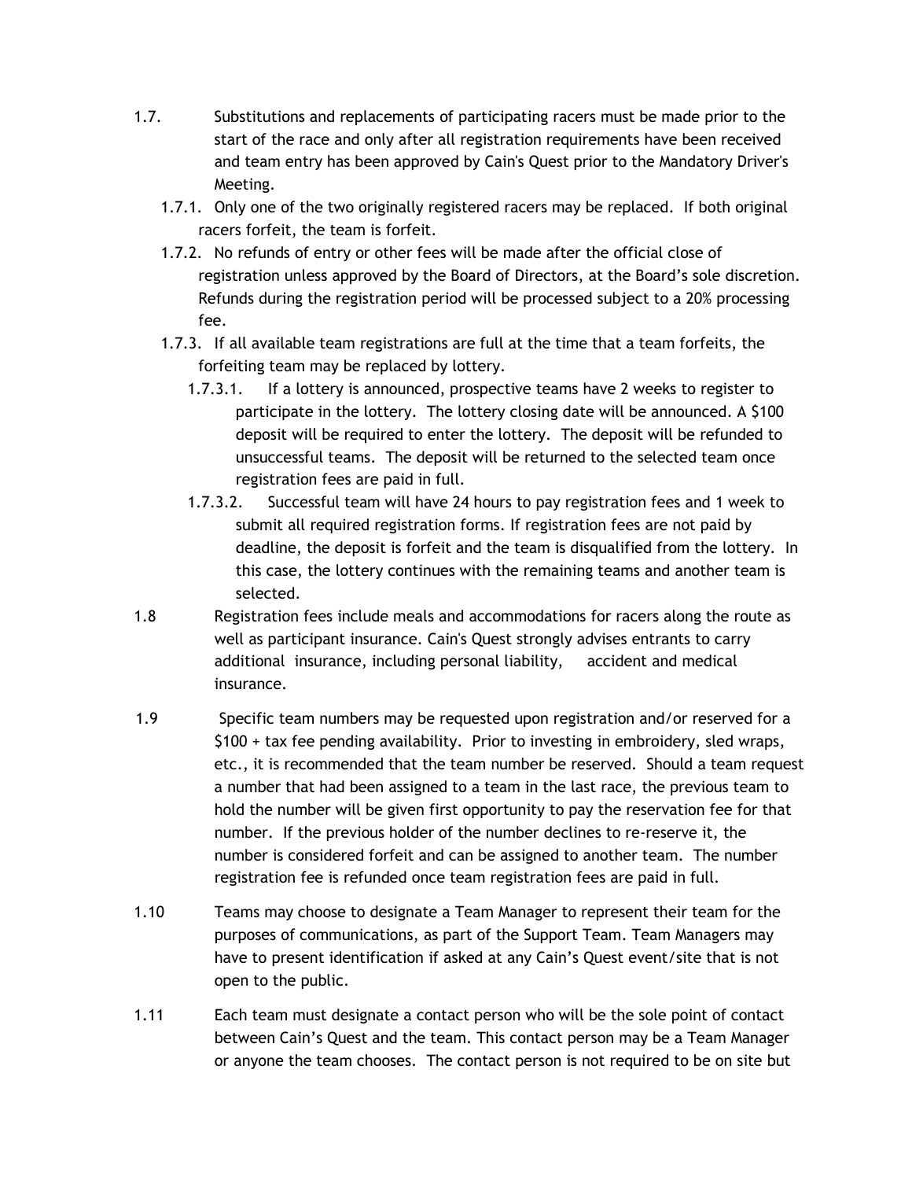1.7. Substitutions and replacements of participating racers must be made prior to the start of the race and only after all registration requirements have been received and team entry has been approved by Cain's Quest prior to the Mandatory Driver's Meeting.

1.7.1. Only one of the two originally registered racers may be replaced. If both original racers forfeit, the team is forfeit.

1.7.2. No refunds of entry or other fees will be made after the official close of registration unless approved by the Board of Directors, at the Board's sole discretion. Refunds during the registration period will be processed subject to a 20% processing fee.

1.7.3. If all available team registrations are full at the time that a team forfeits, the forfeiting team may be replaced by lottery.

1.7.3.1. If a lottery is announced, prospective teams have 2 weeks to register to participate in the lottery. The lottery closing date will be announced. A $100 deposit will be required to enter the lottery. The deposit will be refunded to unsuccessful teams. The deposit will be returned to the selected team once registration fees are paid in full.

1.7.3.2. Successful team will have 24 hours to pay registration fees and 1 week to submit all required registration forms. If registration fees are not paid by deadline, the deposit is forfeit and the team is disqualified from the lottery. In this case, the lottery continues with the remaining teams and another team is selected.

1.8 Registration fees include meals and accommodations for racers along the route as well as participant insurance. Cain's Quest strongly advises entrants to carry additional insurance, including personal liability, accident and medical insurance.

1.9 Specific team numbers may be requested upon registration and/or reserved for a $100 + tax fee pending availability. Prior to investing in embroidery, sled wraps, etc., it is recommended that the team number be reserved. Should a team request a number that had been assigned to a team in the last race, the previous team to hold the number will be given first opportunity to pay the reservation fee for that number. If the previous holder of the number declines to re-reserve it, the number is considered forfeit and can be assigned to another team. The number registration fee is refunded once team registration fees are paid in full.

1.10 Teams may choose to designate a Team Manager to represent their team for the purposes of communications, as part of the Support Team. Team Managers may have to present identification if asked at any Cain's Quest event/site that is not open to the public.

1.11 Each team must designate a contact person who will be the sole point of contact between Cain's Quest and the team. This contact person may be a Team Manager or anyone the team chooses. The contact person is not required to be on site but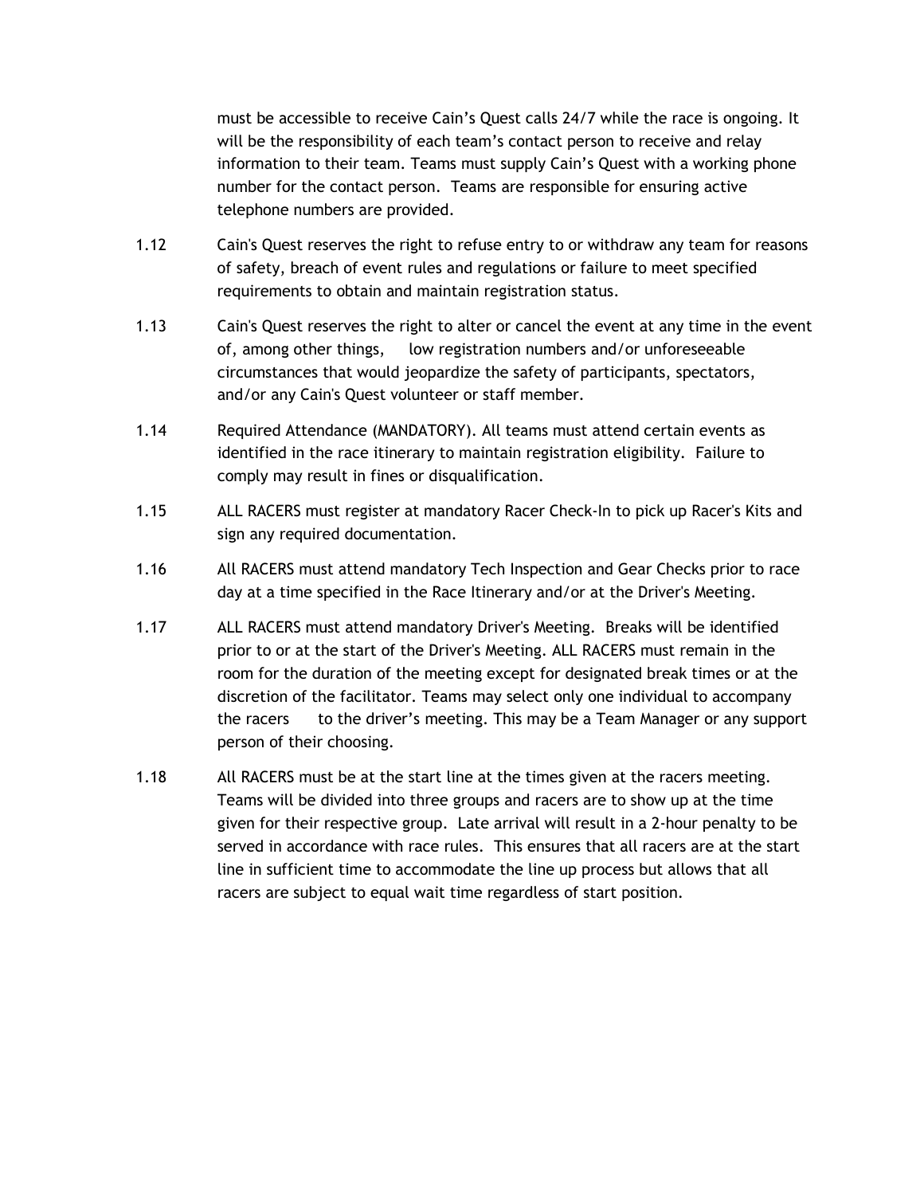must be accessible to receive Cain's Quest calls 24/7 while the race is ongoing. It will be the responsibility of each team's contact person to receive and relay information to their team. Teams must supply Cain's Quest with a working phone number for the contact person. Teams are responsible for ensuring active telephone numbers are provided.

1.12 Cain's Quest reserves the right to refuse entry to or withdraw any team for reasons of safety, breach of event rules and regulations or failure to meet specified requirements to obtain and maintain registration status.

1.13 Cain's Quest reserves the right to alter or cancel the event at any time in the event of, among other things, low registration numbers and/or unforeseeable circumstances that would jeopardize the safety of participants, spectators, and/or any Cain's Quest volunteer or staff member.

1.14 Required Attendance (MANDATORY). All teams must attend certain events as identified in the race itinerary to maintain registration eligibility. Failure to comply may result in fines or disqualification.

1.15 ALL RACERS must register at mandatory Racer Check-In to pick up Racer's Kits and sign any required documentation.

1.16 All RACERS must attend mandatory Tech Inspection and Gear Checks prior to race day at a time specified in the Race Itinerary and/or at the Driver's Meeting.

1.17 ALL RACERS must attend mandatory Driver's Meeting. Breaks will be identified prior to or at the start of the Driver's Meeting. ALL RACERS must remain in the room for the duration of the meeting except for designated break times or at the discretion of the facilitator. Teams may select only one individual to accompany the racers to the driver's meeting. This may be a Team Manager or any support person of their choosing.

1.18 All RACERS must be at the start line at the times given at the racers meeting. Teams will be divided into three groups and racers are to show up at the time given for their respective group. Late arrival will result in a 2-hour penalty to be served in accordance with race rules. This ensures that all racers are at the start line in sufficient time to accommodate the line up process but allows that all racers are subject to equal wait time regardless of start position.